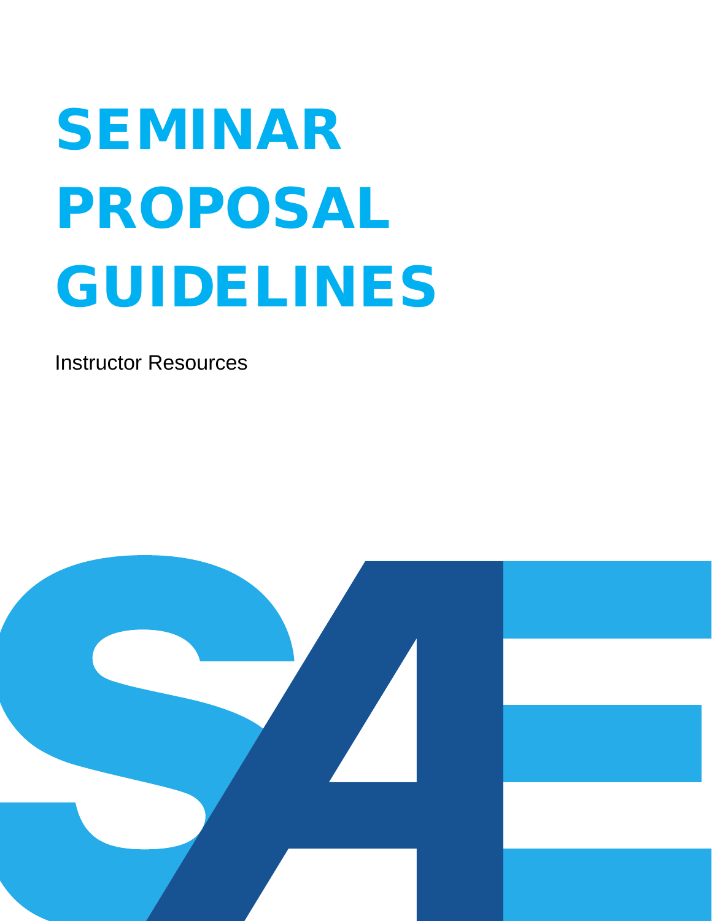# SEMINAR PROPOSAL GUIDELINES

Instructor Resources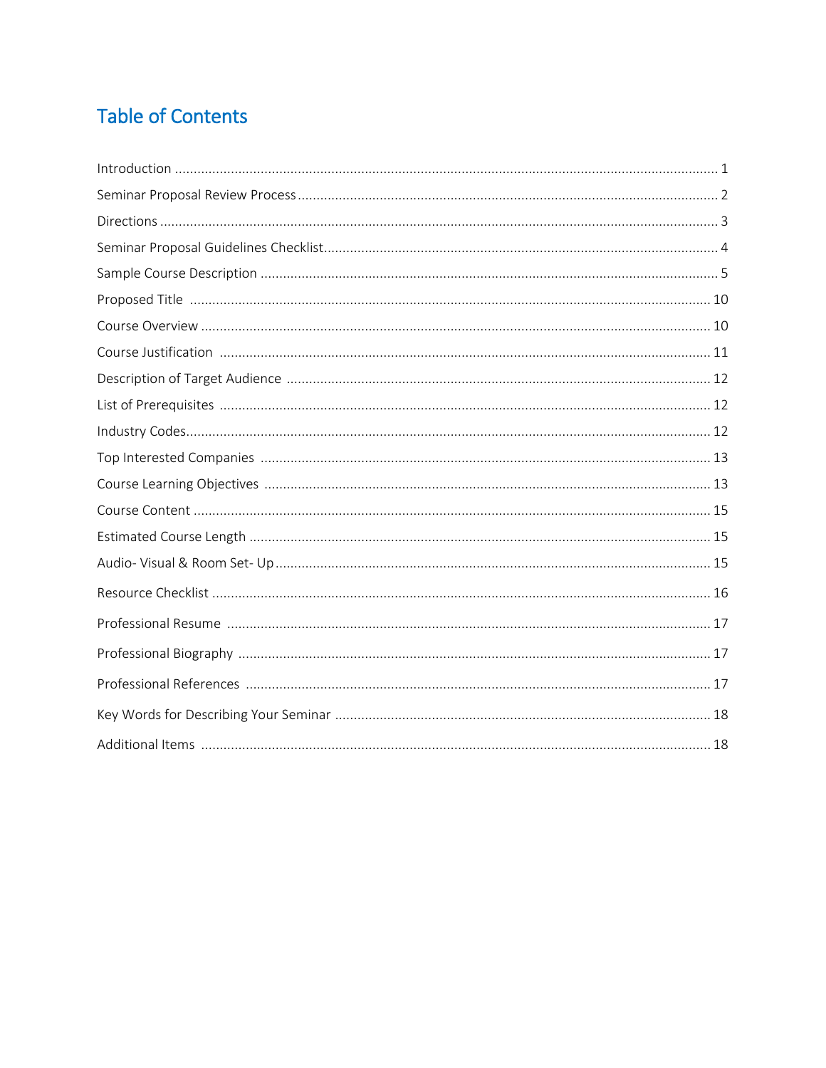# Table of Contents

Introduction ..... 1

Seminar Proposal Review Process ..... 2

Directions ..... 3

Seminar Proposal Guidelines Checklist ..... 4

Sample Course Description ..... 5

Proposed Title ..... 10

Course Overview ..... 10

Course Justification ..... 11

Description of Target Audience ..... 12

List of Prerequisites ..... 12

Industry Codes ..... 12

Top Interested Companies ..... 13

Course Learning Objectives ..... 13

Course Content ..... 15

Estimated Course Length ..... 15

Audio- Visual & Room Set- Up ..... 15

Resource Checklist ..... 16

Professional Resume ..... 17

Professional Biography ..... 17

Professional References ..... 17

Key Words for Describing Your Seminar ..... 18

Additional Items ..... 18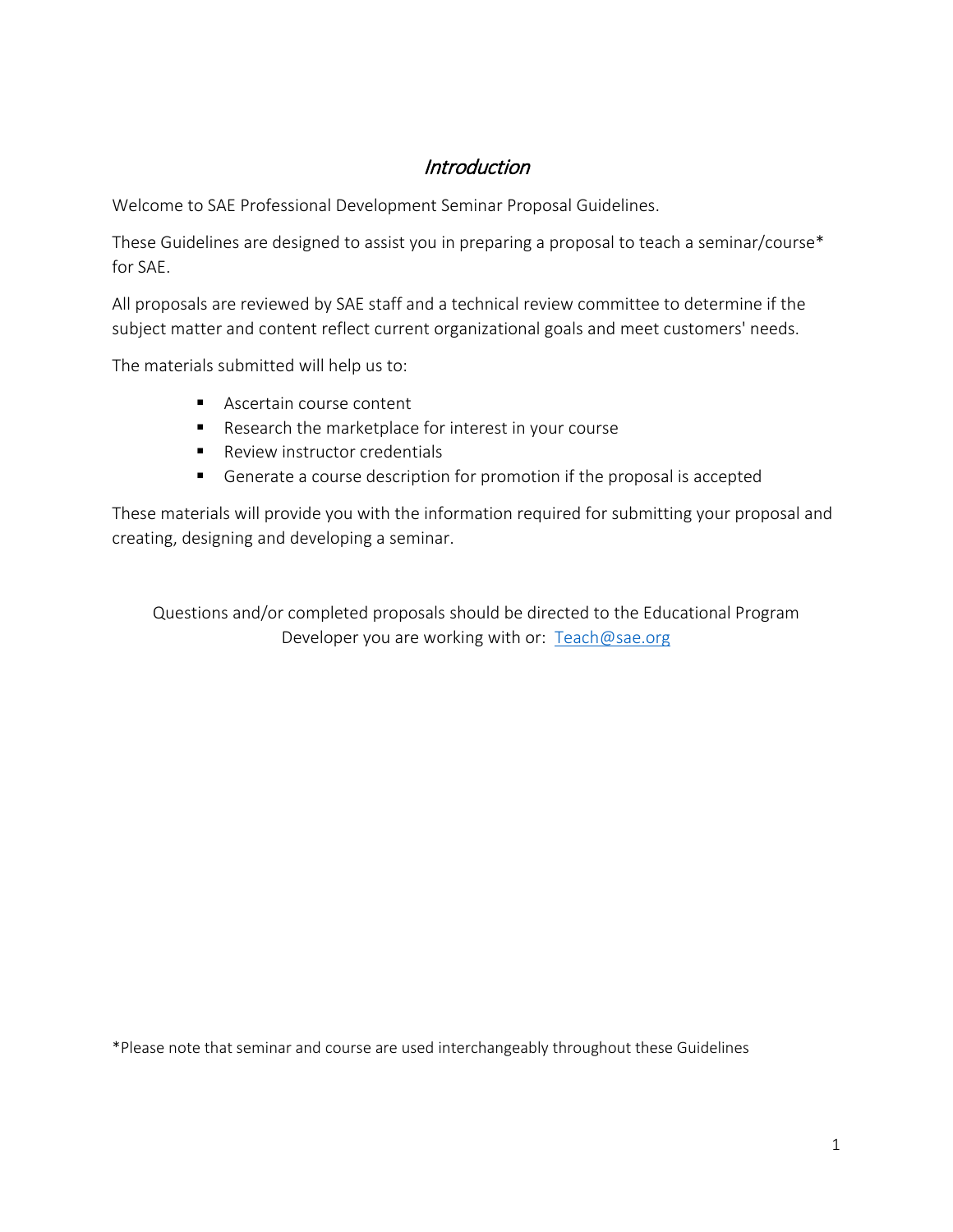## *Introduction*

Welcome to SAE Professional Development Seminar Proposal Guidelines.

These Guidelines are designed to assist you in preparing a proposal to teach a seminar/course* for SAE.

All proposals are reviewed by SAE staff and a technical review committee to determine if the subject matter and content reflect current organizational goals and meet customers' needs.

The materials submitted will help us to:

- Ascertain course content
- Research the marketplace for interest in your course
- Review instructor credentials
- Generate a course description for promotion if the proposal is accepted

These materials will provide you with the information required for submitting your proposal and creating, designing and developing a seminar.

Questions and/or completed proposals should be directed to the Educational Program Developer you are working with or: [Teach@sae.org](mailto:Teach@sae.org)

*Please note that seminar and course are used interchangeably throughout these Guidelines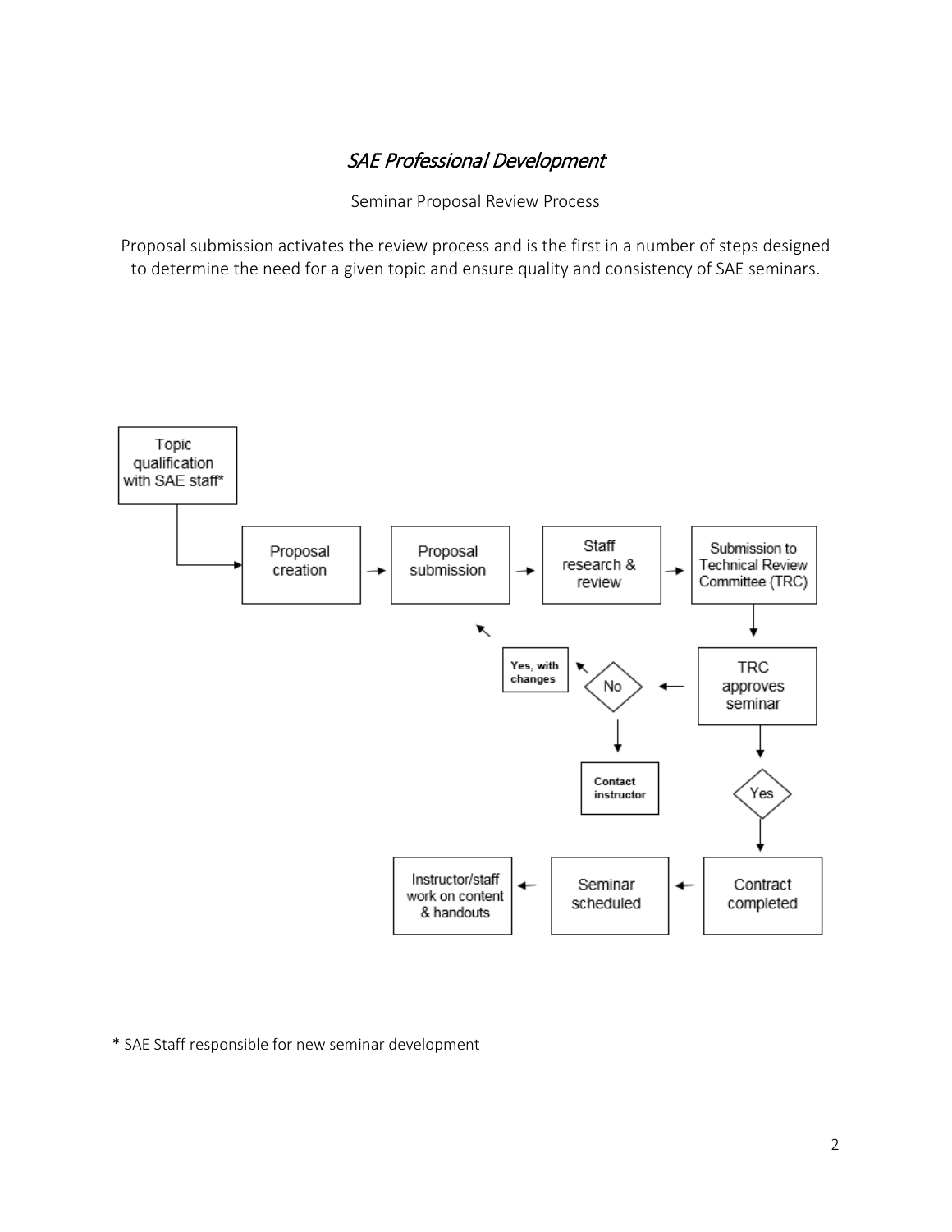## *SAE Professional Development*

Seminar Proposal Review Process

Proposal submission activates the review process and is the first in a number of steps designed to determine the need for a given topic and ensure quality and consistency of SAE seminars.

Topic qualification with SAE staff*

Proposal creation → Proposal submission → Staff research & review → Submission to Technical Review Committee (TRC)

TRC approves seminar

No → Yes, with changes → Proposal submission

No → Contact instructor

Yes → Contract completed → Seminar scheduled → Instructor/staff work on content & handouts

\* SAE Staff responsible for new seminar development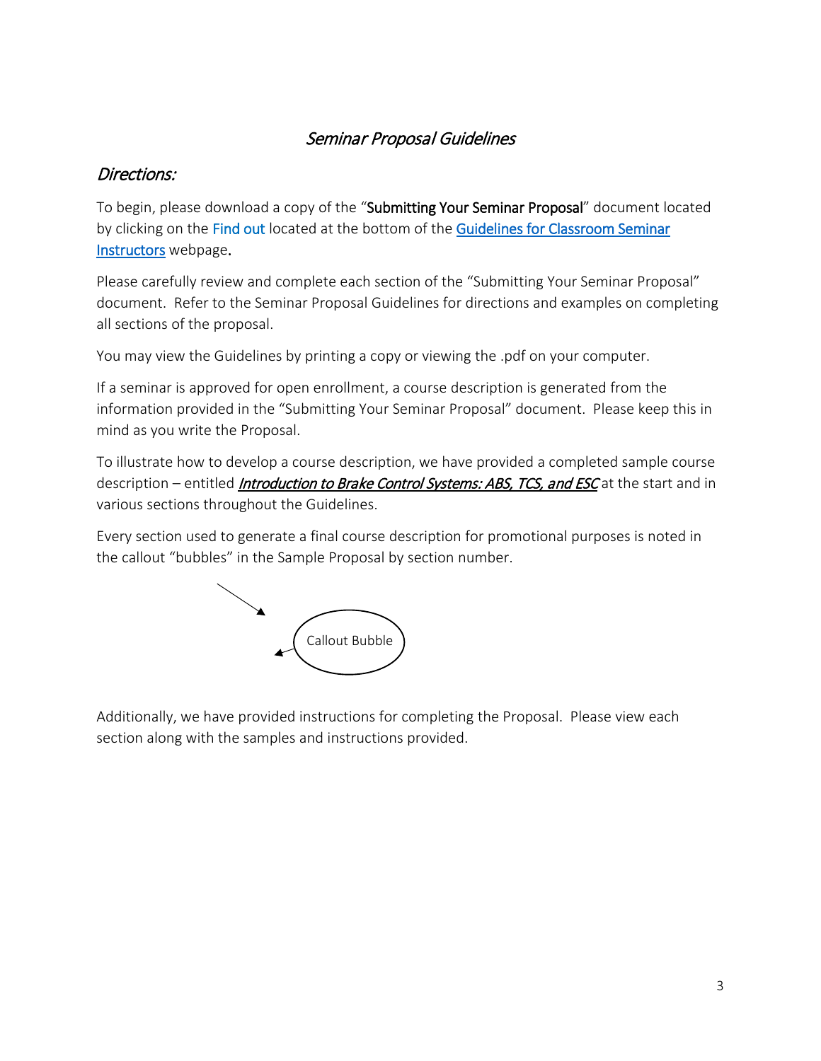## *Seminar Proposal Guidelines*

### *Directions:*

To begin, please download a copy of the "**Submitting Your Seminar Proposal**" document located by clicking on the Find out located at the bottom of the Guidelines for Classroom Seminar Instructors webpage.

Please carefully review and complete each section of the "Submitting Your Seminar Proposal" document. Refer to the Seminar Proposal Guidelines for directions and examples on completing all sections of the proposal.

You may view the Guidelines by printing a copy or viewing the .pdf on your computer.

If a seminar is approved for open enrollment, a course description is generated from the information provided in the "Submitting Your Seminar Proposal" document. Please keep this in mind as you write the Proposal.

To illustrate how to develop a course description, we have provided a completed sample course description – entitled ***Introduction to Brake Control Systems: ABS, TCS, and ESC*** at the start and in various sections throughout the Guidelines.

Every section used to generate a final course description for promotional purposes is noted in the callout "bubbles" in the Sample Proposal by section number.

Callout Bubble

Additionally, we have provided instructions for completing the Proposal. Please view each section along with the samples and instructions provided.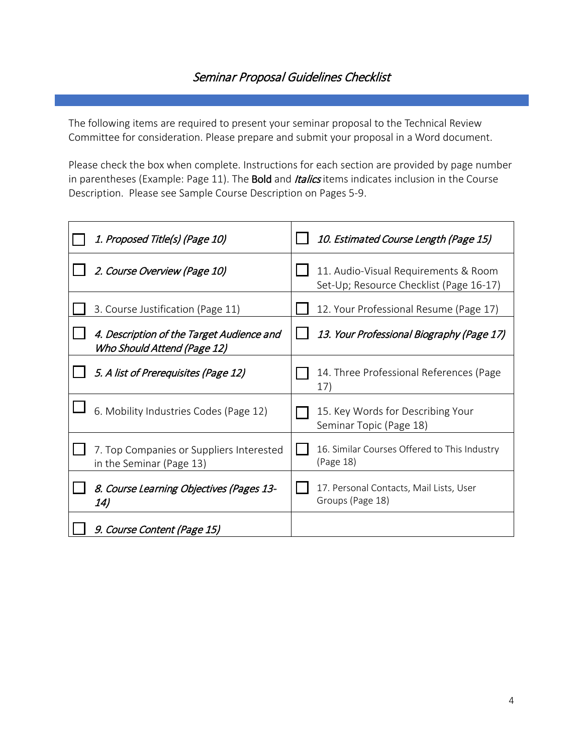# *Seminar Proposal Guidelines Checklist*

The following items are required to present your seminar proposal to the Technical Review Committee for consideration. Please prepare and submit your proposal in a Word document.

Please check the box when complete. Instructions for each section are provided by page number in parentheses (Example: Page 11). The **Bold** and *Italics* items indicates inclusion in the Course Description. Please see Sample Course Description on Pages 5-9.

| | |
|---|---|
| ☐ *1. Proposed Title(s) (Page 10)* | ☐ *10. Estimated Course Length (Page 15)* |
| ☐ *2. Course Overview (Page 10)* | ☐ 11. Audio-Visual Requirements & Room Set-Up; Resource Checklist (Page 16-17) |
| ☐ 3. Course Justification (Page 11) | ☐ 12. Your Professional Resume (Page 17) |
| ☐ *4. Description of the Target Audience and Who Should Attend (Page 12)* | ☐ *13. Your Professional Biography (Page 17)* |
| ☐ *5. A list of Prerequisites (Page 12)* | ☐ 14. Three Professional References (Page 17) |
| ☐ 6. Mobility Industries Codes (Page 12) | ☐ 15. Key Words for Describing Your Seminar Topic (Page 18) |
| ☐ 7. Top Companies or Suppliers Interested in the Seminar (Page 13) | ☐ 16. Similar Courses Offered to This Industry (Page 18) |
| ☐ *8. Course Learning Objectives (Pages 13-14)* | ☐ 17. Personal Contacts, Mail Lists, User Groups (Page 18) |
| ☐ *9. Course Content (Page 15)* | |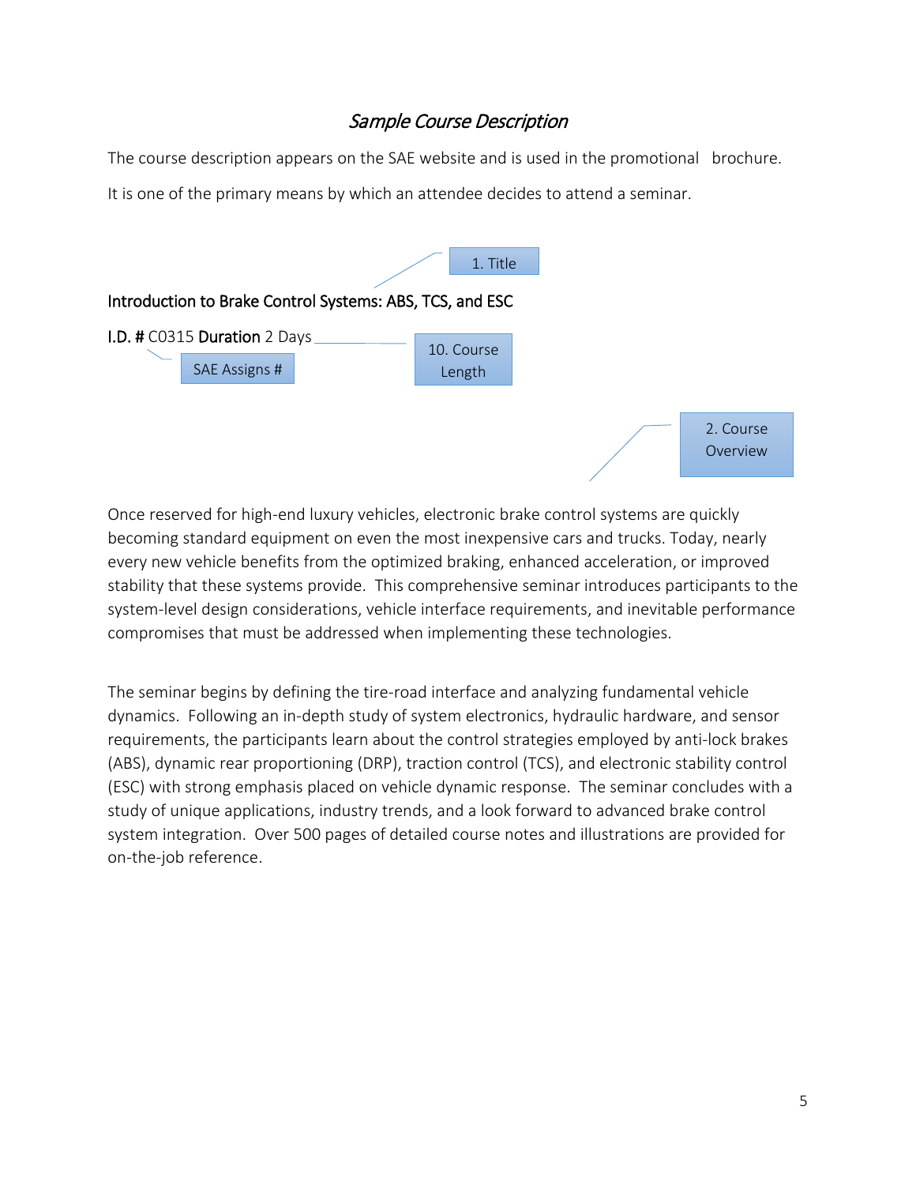## *Sample Course Description*

The course description appears on the SAE website and is used in the promotional brochure.

It is one of the primary means by which an attendee decides to attend a seminar.

1. Title

**Introduction to Brake Control Systems: ABS, TCS, and ESC**

**I.D. #** C0315 **Duration** 2 Days

SAE Assigns #

10. Course Length

2. Course Overview

Once reserved for high-end luxury vehicles, electronic brake control systems are quickly becoming standard equipment on even the most inexpensive cars and trucks. Today, nearly every new vehicle benefits from the optimized braking, enhanced acceleration, or improved stability that these systems provide. This comprehensive seminar introduces participants to the system-level design considerations, vehicle interface requirements, and inevitable performance compromises that must be addressed when implementing these technologies.

The seminar begins by defining the tire-road interface and analyzing fundamental vehicle dynamics. Following an in-depth study of system electronics, hydraulic hardware, and sensor requirements, the participants learn about the control strategies employed by anti-lock brakes (ABS), dynamic rear proportioning (DRP), traction control (TCS), and electronic stability control (ESC) with strong emphasis placed on vehicle dynamic response. The seminar concludes with a study of unique applications, industry trends, and a look forward to advanced brake control system integration. Over 500 pages of detailed course notes and illustrations are provided for on-the-job reference.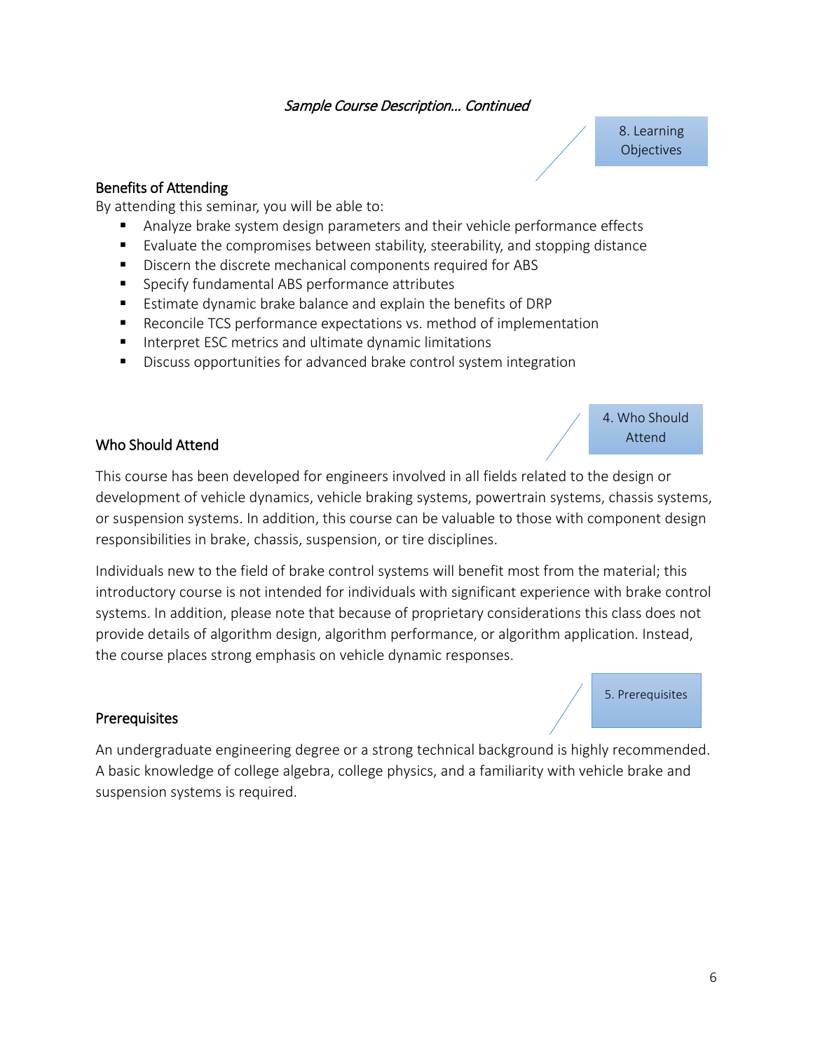*Sample Course Description… Continued*

8. Learning Objectives

## Benefits of Attending

By attending this seminar, you will be able to:

- Analyze brake system design parameters and their vehicle performance effects
- Evaluate the compromises between stability, steerability, and stopping distance
- Discern the discrete mechanical components required for ABS
- Specify fundamental ABS performance attributes
- Estimate dynamic brake balance and explain the benefits of DRP
- Reconcile TCS performance expectations vs. method of implementation
- Interpret ESC metrics and ultimate dynamic limitations
- Discuss opportunities for advanced brake control system integration

4. Who Should Attend

## Who Should Attend

This course has been developed for engineers involved in all fields related to the design or development of vehicle dynamics, vehicle braking systems, powertrain systems, chassis systems, or suspension systems. In addition, this course can be valuable to those with component design responsibilities in brake, chassis, suspension, or tire disciplines.

Individuals new to the field of brake control systems will benefit most from the material; this introductory course is not intended for individuals with significant experience with brake control systems. In addition, please note that because of proprietary considerations this class does not provide details of algorithm design, algorithm performance, or algorithm application. Instead, the course places strong emphasis on vehicle dynamic responses.

5. Prerequisites

## Prerequisites

An undergraduate engineering degree or a strong technical background is highly recommended. A basic knowledge of college algebra, college physics, and a familiarity with vehicle brake and suspension systems is required.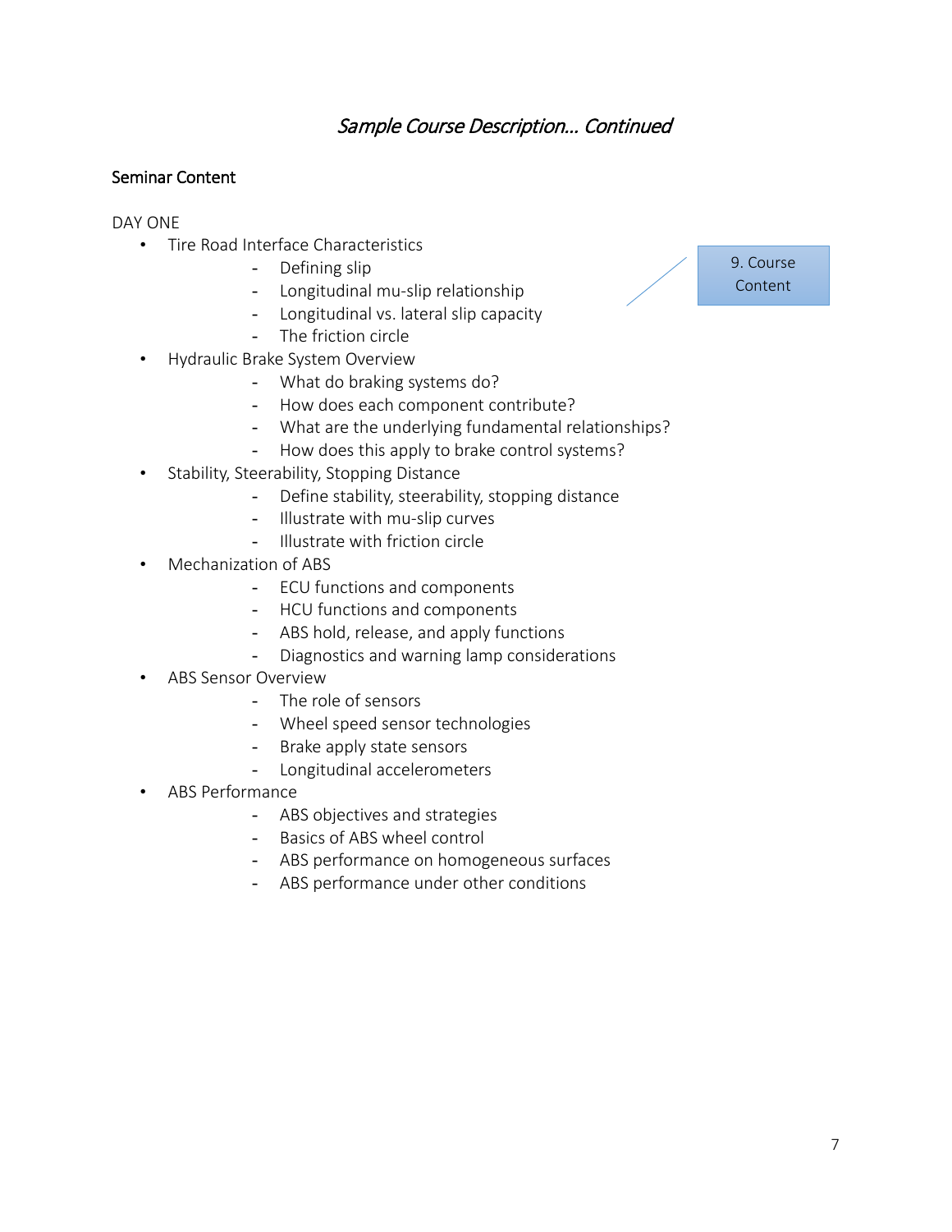## *Sample Course Description... Continued*

### Seminar Content

DAY ONE

- Tire Road Interface Characteristics
    - Defining slip
    - Longitudinal mu-slip relationship
    - Longitudinal vs. lateral slip capacity
    - The friction circle
- Hydraulic Brake System Overview
    - What do braking systems do?
    - How does each component contribute?
    - What are the underlying fundamental relationships?
    - How does this apply to brake control systems?
- Stability, Steerability, Stopping Distance
    - Define stability, steerability, stopping distance
    - Illustrate with mu-slip curves
    - Illustrate with friction circle
- Mechanization of ABS
    - ECU functions and components
    - HCU functions and components
    - ABS hold, release, and apply functions
    - Diagnostics and warning lamp considerations
- ABS Sensor Overview
    - The role of sensors
    - Wheel speed sensor technologies
    - Brake apply state sensors
    - Longitudinal accelerometers
- ABS Performance
    - ABS objectives and strategies
    - Basics of ABS wheel control
    - ABS performance on homogeneous surfaces
    - ABS performance under other conditions

9. Course Content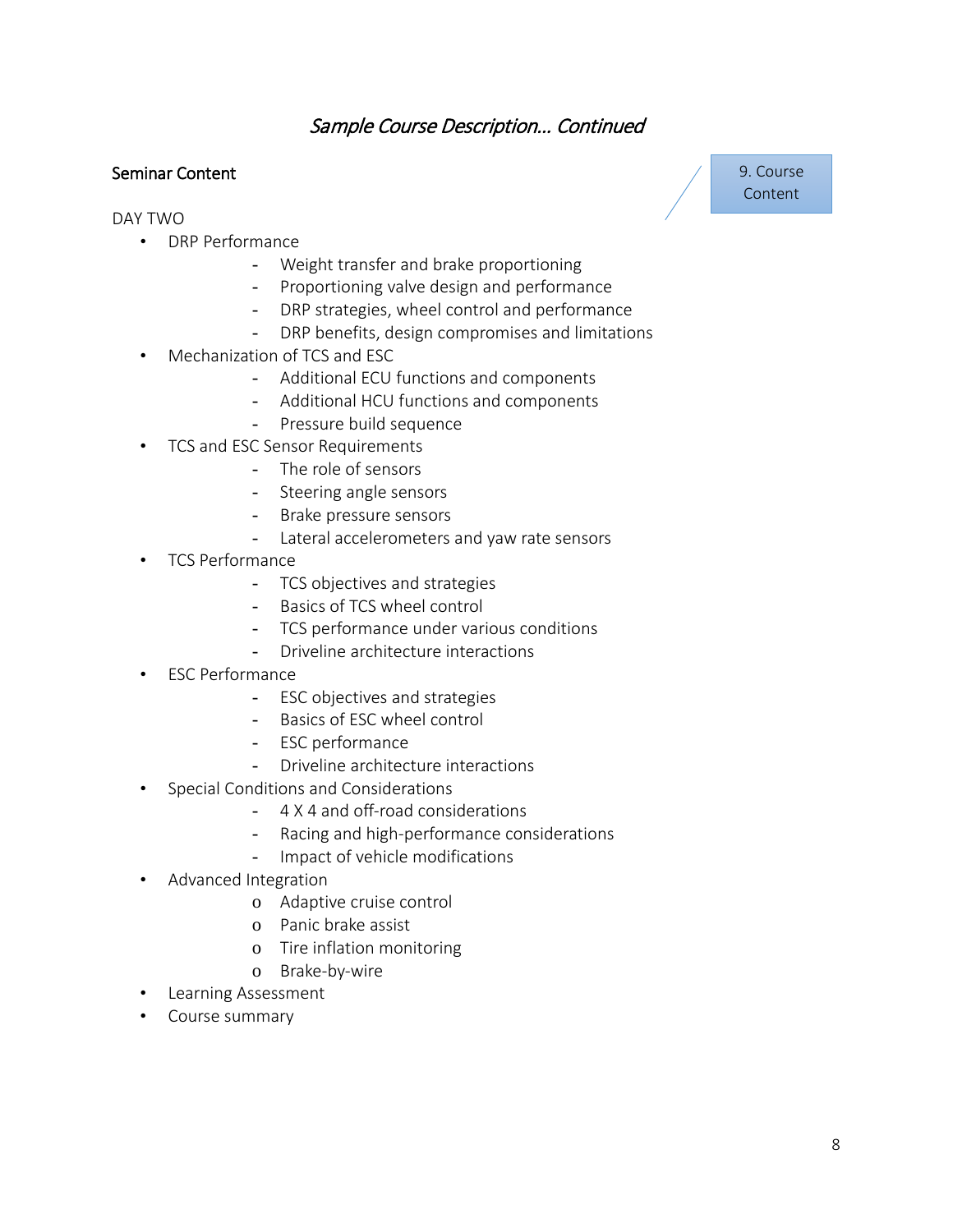*Sample Course Description… Continued*

9. Course Content

**Seminar Content**

DAY TWO

- DRP Performance
  - Weight transfer and brake proportioning
  - Proportioning valve design and performance
  - DRP strategies, wheel control and performance
  - DRP benefits, design compromises and limitations
- Mechanization of TCS and ESC
  - Additional ECU functions and components
  - Additional HCU functions and components
  - Pressure build sequence
- TCS and ESC Sensor Requirements
  - The role of sensors
  - Steering angle sensors
  - Brake pressure sensors
  - Lateral accelerometers and yaw rate sensors
- TCS Performance
  - TCS objectives and strategies
  - Basics of TCS wheel control
  - TCS performance under various conditions
  - Driveline architecture interactions
- ESC Performance
  - ESC objectives and strategies
  - Basics of ESC wheel control
  - ESC performance
  - Driveline architecture interactions
- Special Conditions and Considerations
  - 4 X 4 and off-road considerations
  - Racing and high-performance considerations
  - Impact of vehicle modifications
- Advanced Integration
  - Adaptive cruise control
  - Panic brake assist
  - Tire inflation monitoring
  - Brake-by-wire
- Learning Assessment
- Course summary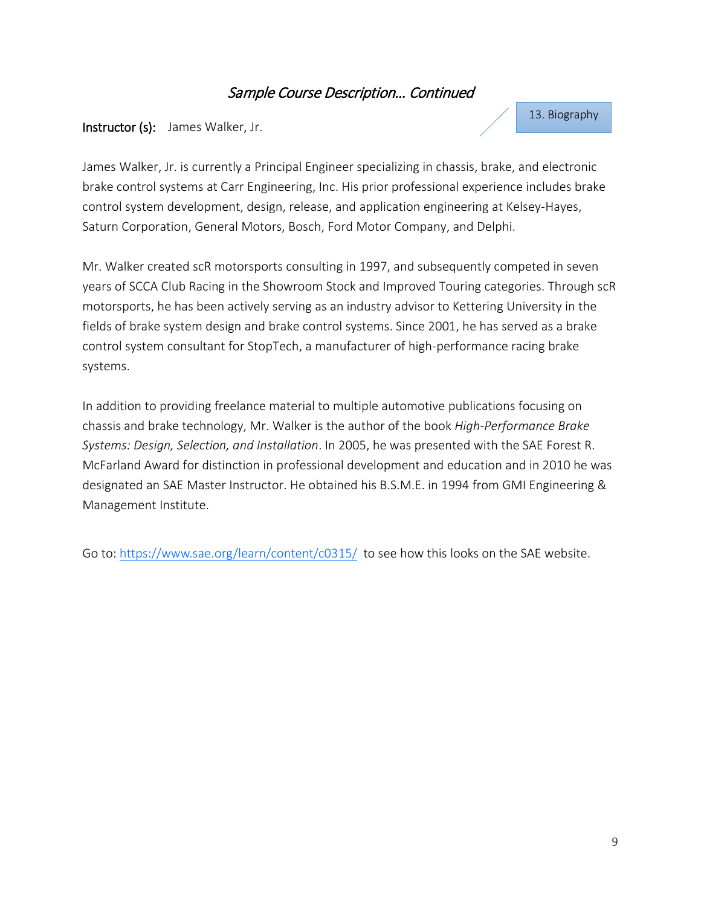## *Sample Course Description… Continued*

13. Biography

**Instructor (s):** James Walker, Jr.

James Walker, Jr. is currently a Principal Engineer specializing in chassis, brake, and electronic brake control systems at Carr Engineering, Inc. His prior professional experience includes brake control system development, design, release, and application engineering at Kelsey-Hayes, Saturn Corporation, General Motors, Bosch, Ford Motor Company, and Delphi.

Mr. Walker created scR motorsports consulting in 1997, and subsequently competed in seven years of SCCA Club Racing in the Showroom Stock and Improved Touring categories. Through scR motorsports, he has been actively serving as an industry advisor to Kettering University in the fields of brake system design and brake control systems. Since 2001, he has served as a brake control system consultant for StopTech, a manufacturer of high-performance racing brake systems.

In addition to providing freelance material to multiple automotive publications focusing on chassis and brake technology, Mr. Walker is the author of the book *High-Performance Brake Systems: Design, Selection, and Installation*. In 2005, he was presented with the SAE Forest R. McFarland Award for distinction in professional development and education and in 2010 he was designated an SAE Master Instructor. He obtained his B.S.M.E. in 1994 from GMI Engineering & Management Institute.

Go to: [https://www.sae.org/learn/content/c0315/](https://www.sae.org/learn/content/c0315/) to see how this looks on the SAE website.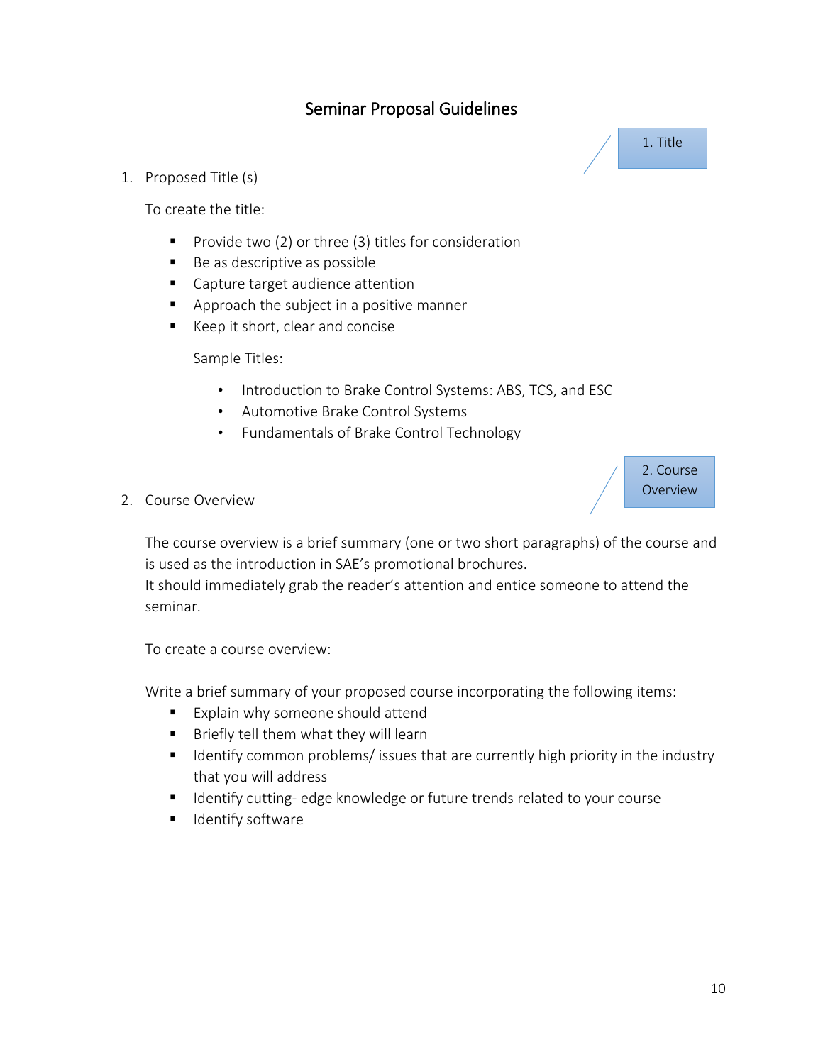# Seminar Proposal Guidelines

1. Title

1. Proposed Title (s)

   To create the title:

   - Provide two (2) or three (3) titles for consideration
   - Be as descriptive as possible
   - Capture target audience attention
   - Approach the subject in a positive manner
   - Keep it short, clear and concise

     Sample Titles:

     - Introduction to Brake Control Systems: ABS, TCS, and ESC
     - Automotive Brake Control Systems
     - Fundamentals of Brake Control Technology

2. Course Overview

2. Course Overview

   The course overview is a brief summary (one or two short paragraphs) of the course and is used as the introduction in SAE's promotional brochures.
   It should immediately grab the reader's attention and entice someone to attend the seminar.

   To create a course overview:

   Write a brief summary of your proposed course incorporating the following items:

   - Explain why someone should attend
   - Briefly tell them what they will learn
   - Identify common problems/ issues that are currently high priority in the industry that you will address
   - Identify cutting- edge knowledge or future trends related to your course
   - Identify software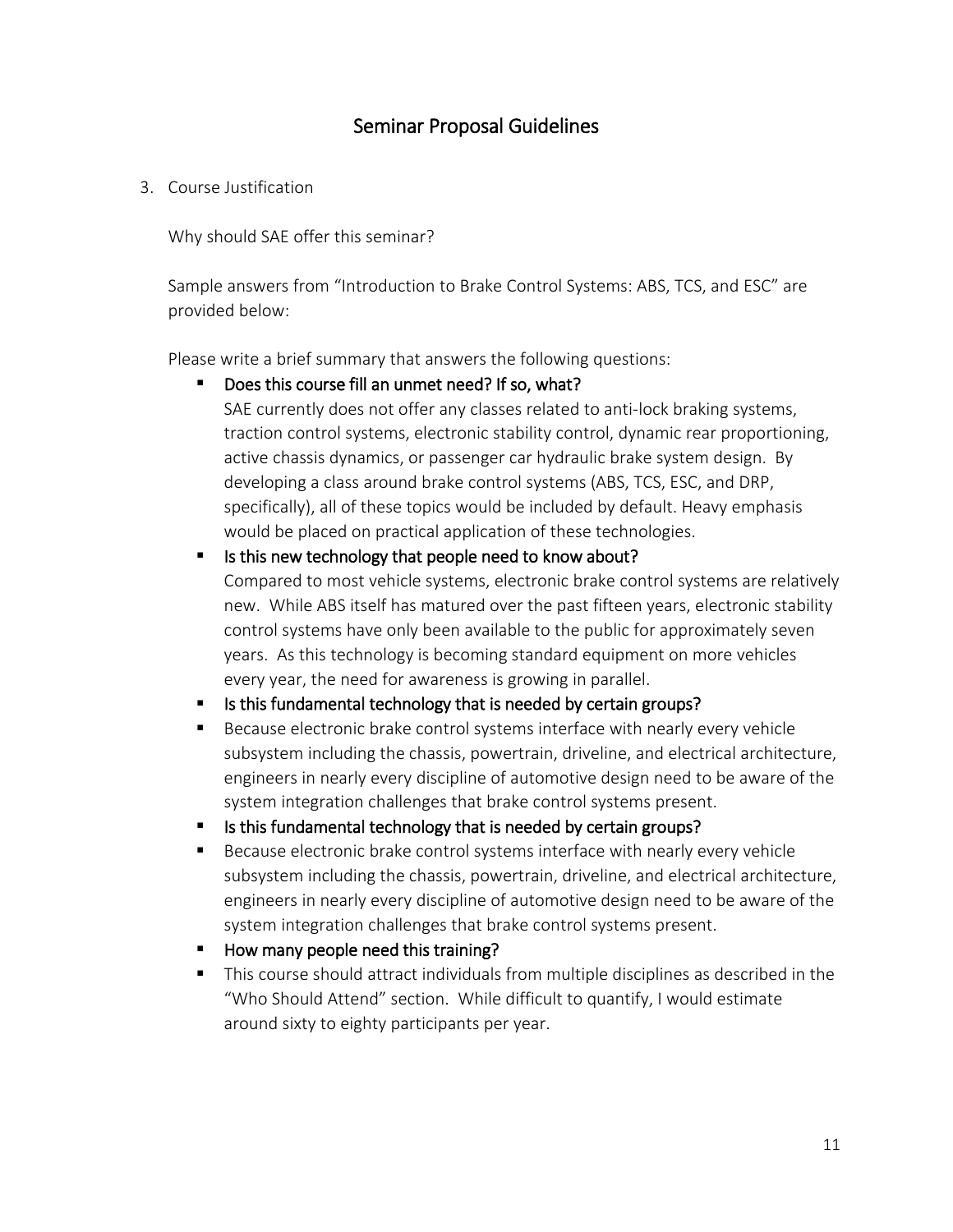# Seminar Proposal Guidelines

3. Course Justification

   Why should SAE offer this seminar?

   Sample answers from "Introduction to Brake Control Systems: ABS, TCS, and ESC" are provided below:

   Please write a brief summary that answers the following questions:

   - Does this course fill an unmet need? If so, what?
     SAE currently does not offer any classes related to anti-lock braking systems, traction control systems, electronic stability control, dynamic rear proportioning, active chassis dynamics, or passenger car hydraulic brake system design. By developing a class around brake control systems (ABS, TCS, ESC, and DRP, specifically), all of these topics would be included by default. Heavy emphasis would be placed on practical application of these technologies.
   - Is this new technology that people need to know about?
     Compared to most vehicle systems, electronic brake control systems are relatively new. While ABS itself has matured over the past fifteen years, electronic stability control systems have only been available to the public for approximately seven years. As this technology is becoming standard equipment on more vehicles every year, the need for awareness is growing in parallel.
   - Is this fundamental technology that is needed by certain groups?
   - Because electronic brake control systems interface with nearly every vehicle subsystem including the chassis, powertrain, driveline, and electrical architecture, engineers in nearly every discipline of automotive design need to be aware of the system integration challenges that brake control systems present.
   - Is this fundamental technology that is needed by certain groups?
   - Because electronic brake control systems interface with nearly every vehicle subsystem including the chassis, powertrain, driveline, and electrical architecture, engineers in nearly every discipline of automotive design need to be aware of the system integration challenges that brake control systems present.
   - How many people need this training?
   - This course should attract individuals from multiple disciplines as described in the "Who Should Attend" section. While difficult to quantify, I would estimate around sixty to eighty participants per year.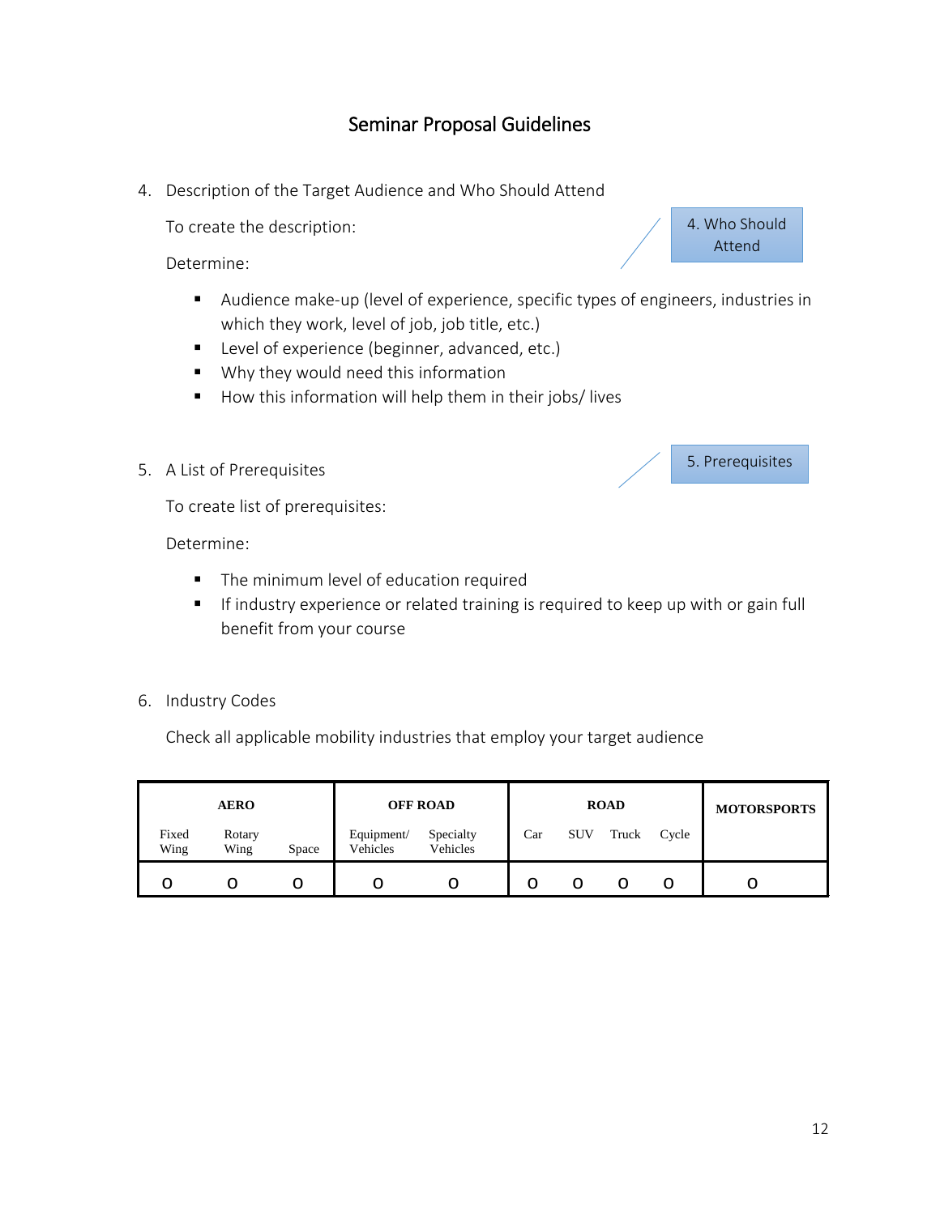## Seminar Proposal Guidelines

4. Description of the Target Audience and Who Should Attend

   To create the description:

   Determine:

   - Audience make-up (level of experience, specific types of engineers, industries in which they work, level of job, job title, etc.)
   - Level of experience (beginner, advanced, etc.)
   - Why they would need this information
   - How this information will help them in their jobs/ lives

4. Who Should Attend

5. A List of Prerequisites

   To create list of prerequisites:

   Determine:

   - The minimum level of education required
   - If industry experience or related training is required to keep up with or gain full benefit from your course

5. Prerequisites

6. Industry Codes

   Check all applicable mobility industries that employ your target audience

| **AERO** | | | **OFF ROAD** | | **ROAD** | | | | **MOTORSPORTS** |
|---|---|---|---|---|---|---|---|---|---|
| Fixed Wing | Rotary Wing | Space | Equipment/ Vehicles | Specialty Vehicles | Car | SUV | Truck | Cycle | |
| O | O | O | O | O | O | O | O | O | O |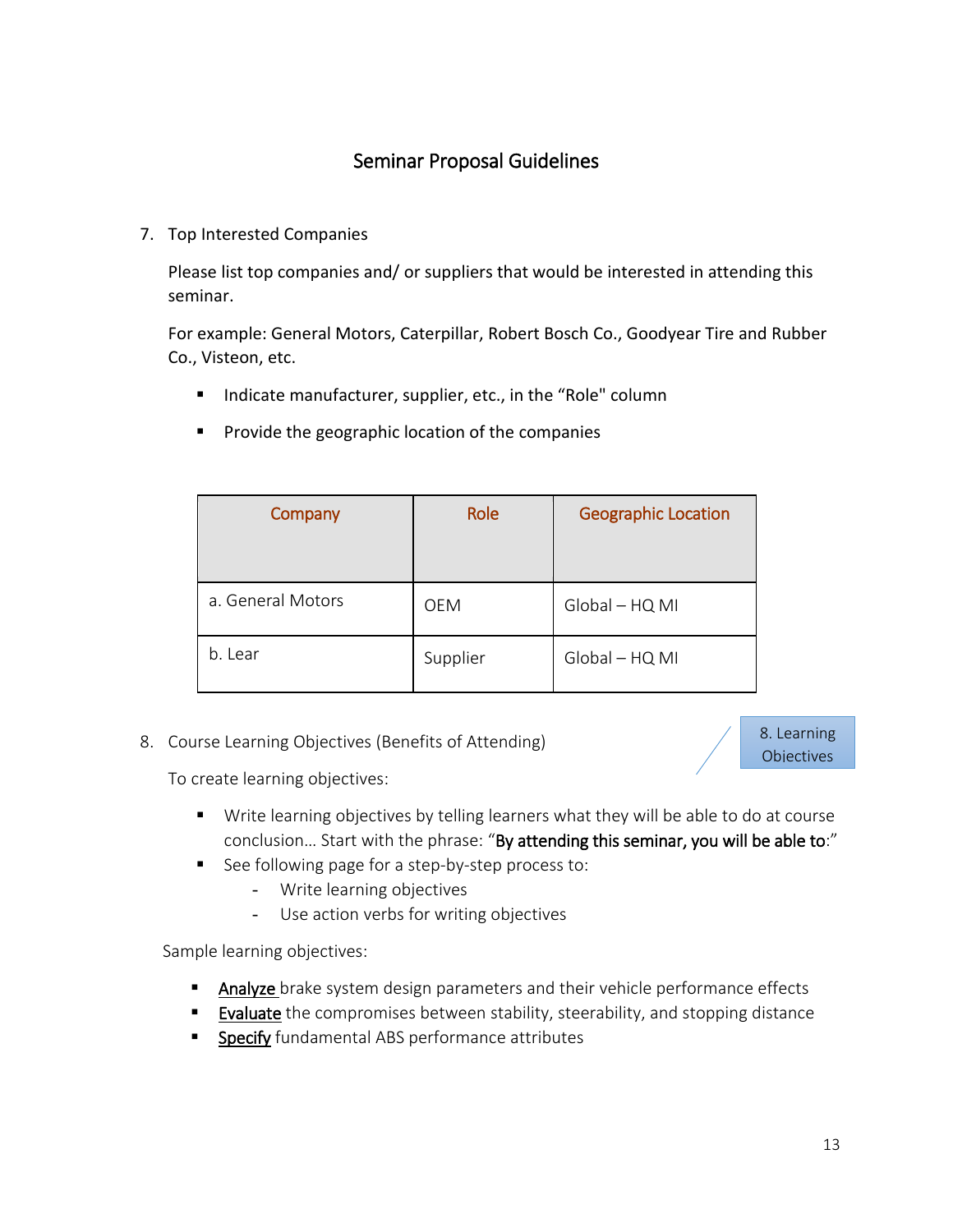# Seminar Proposal Guidelines

7. Top Interested Companies

   Please list top companies and/ or suppliers that would be interested in attending this seminar.

   For example: General Motors, Caterpillar, Robert Bosch Co., Goodyear Tire and Rubber Co., Visteon, etc.

   - Indicate manufacturer, supplier, etc., in the "Role" column
   - Provide the geographic location of the companies

| Company | Role | Geographic Location |
|---|---|---|
| a. General Motors | OEM | Global – HQ MI |
| b. Lear | Supplier | Global – HQ MI |

8. Course Learning Objectives (Benefits of Attending)

8. Learning Objectives

   To create learning objectives:

   - Write learning objectives by telling learners what they will be able to do at course conclusion… Start with the phrase: "**By attending this seminar, you will be able to**:"
   - See following page for a step-by-step process to:
     - Write learning objectives
     - Use action verbs for writing objectives

   Sample learning objectives:

   - Analyze brake system design parameters and their vehicle performance effects
   - Evaluate the compromises between stability, steerability, and stopping distance
   - Specify fundamental ABS performance attributes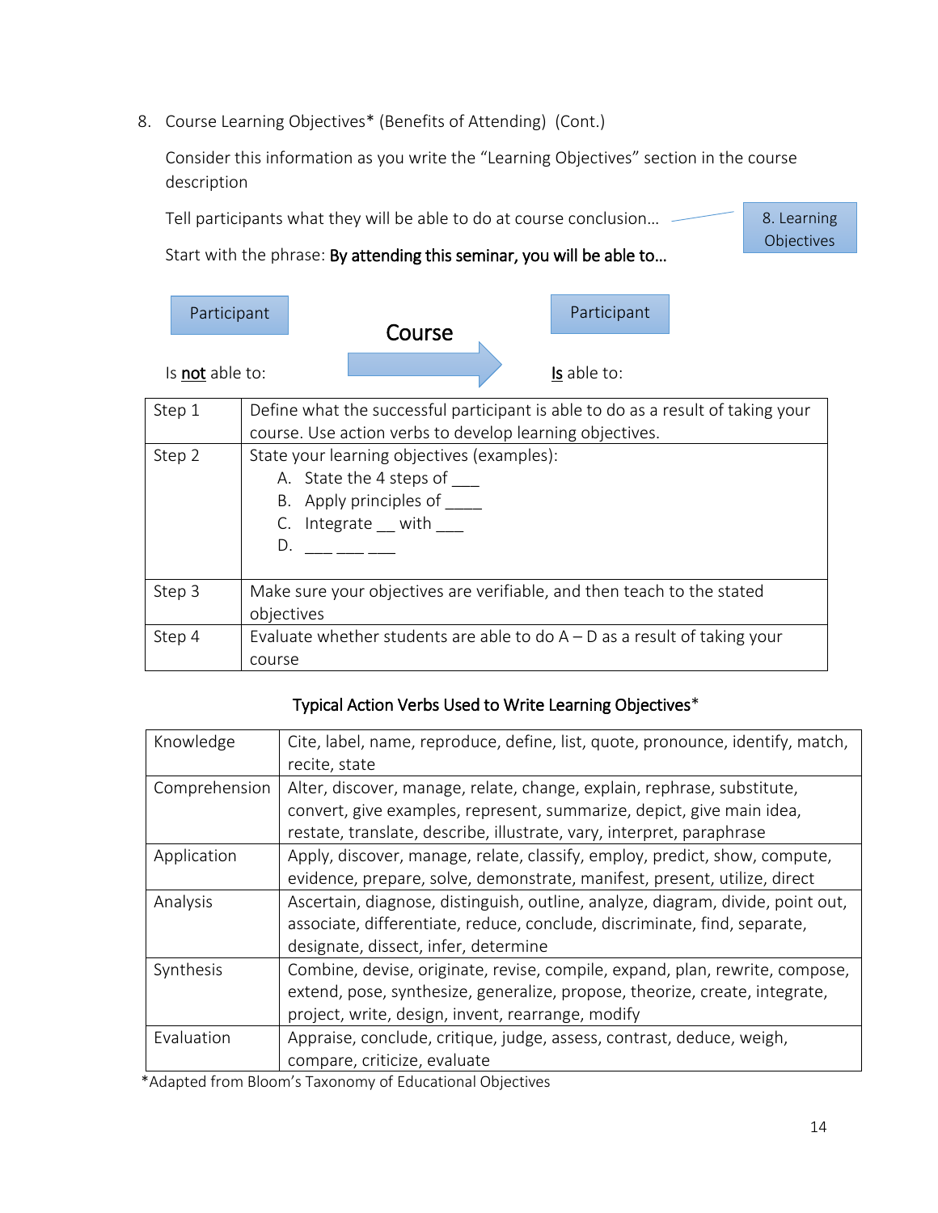8. Course Learning Objectives* (Benefits of Attending) (Cont.)

Consider this information as you write the "Learning Objectives" section in the course description

Tell participants what they will be able to do at course conclusion…

8. Learning Objectives

Start with the phrase: **By attending this seminar, you will be able to…**

Participant

Is not able to:

**Course**

Participant

Is able to:

| Step 1 | Define what the successful participant is able to do as a result of taking your course. Use action verbs to develop learning objectives. |
|---|---|
| Step 2 | State your learning objectives (examples):<br>A. State the 4 steps of ___<br>B. Apply principles of ____<br>C. Integrate __ with ___<br>D. ___ ___ ___ |
| Step 3 | Make sure your objectives are verifiable, and then teach to the stated objectives |
| Step 4 | Evaluate whether students are able to do A – D as a result of taking your course |

**Typical Action Verbs Used to Write Learning Objectives***

| Knowledge | Cite, label, name, reproduce, define, list, quote, pronounce, identify, match, recite, state |
|---|---|
| Comprehension | Alter, discover, manage, relate, change, explain, rephrase, substitute, convert, give examples, represent, summarize, depict, give main idea, restate, translate, describe, illustrate, vary, interpret, paraphrase |
| Application | Apply, discover, manage, relate, classify, employ, predict, show, compute, evidence, prepare, solve, demonstrate, manifest, present, utilize, direct |
| Analysis | Ascertain, diagnose, distinguish, outline, analyze, diagram, divide, point out, associate, differentiate, reduce, conclude, discriminate, find, separate, designate, dissect, infer, determine |
| Synthesis | Combine, devise, originate, revise, compile, expand, plan, rewrite, compose, extend, pose, synthesize, generalize, propose, theorize, create, integrate, project, write, design, invent, rearrange, modify |
| Evaluation | Appraise, conclude, critique, judge, assess, contrast, deduce, weigh, compare, criticize, evaluate |

*Adapted from Bloom's Taxonomy of Educational Objectives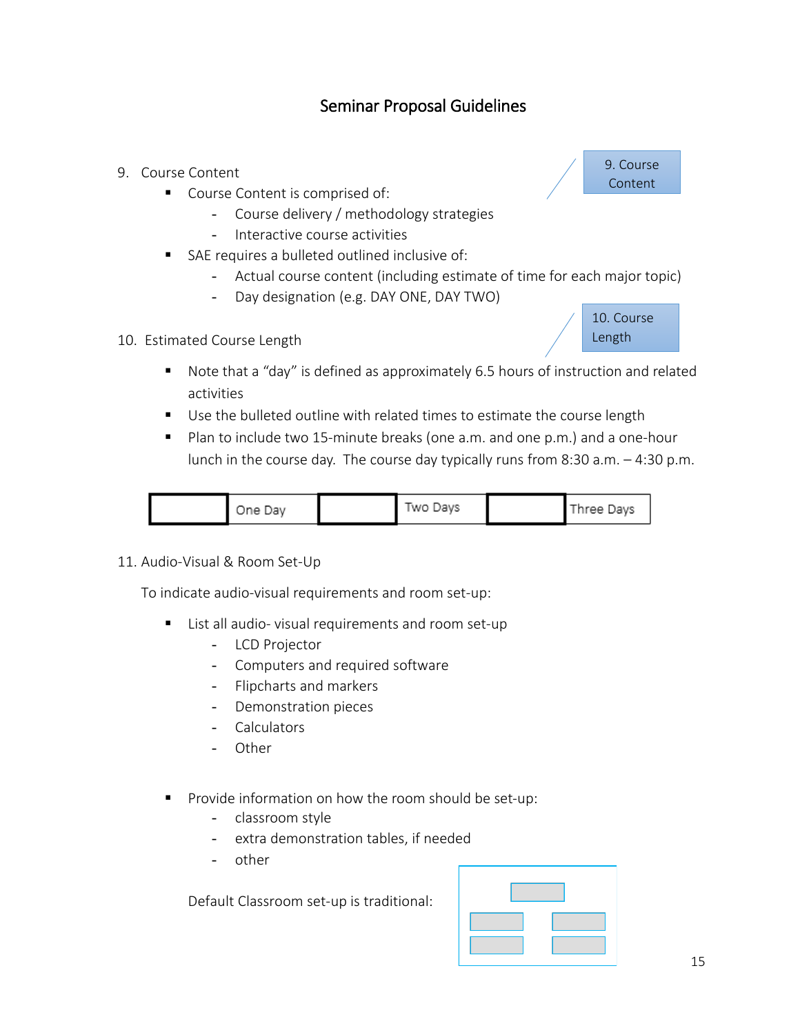# Seminar Proposal Guidelines

9. Course Content

9. Course Content

- Course Content is comprised of:
  - Course delivery / methodology strategies
  - Interactive course activities
- SAE requires a bulleted outlined inclusive of:
  - Actual course content (including estimate of time for each major topic)
  - Day designation (e.g. DAY ONE, DAY TWO)

10. Estimated Course Length

10. Course Length

- Note that a "day" is defined as approximately 6.5 hours of instruction and related activities
- Use the bulleted outline with related times to estimate the course length
- Plan to include two 15-minute breaks (one a.m. and one p.m.) and a one-hour lunch in the course day. The course day typically runs from 8:30 a.m. – 4:30 p.m.

| | One Day | | Two Days | | Three Days |
|---|---|---|---|---|---|

11. Audio-Visual & Room Set-Up

To indicate audio-visual requirements and room set-up:

- List all audio- visual requirements and room set-up
  - LCD Projector
  - Computers and required software
  - Flipcharts and markers
  - Demonstration pieces
  - Calculators
  - Other

- Provide information on how the room should be set-up:
  - classroom style
  - extra demonstration tables, if needed
  - other

Default Classroom set-up is traditional: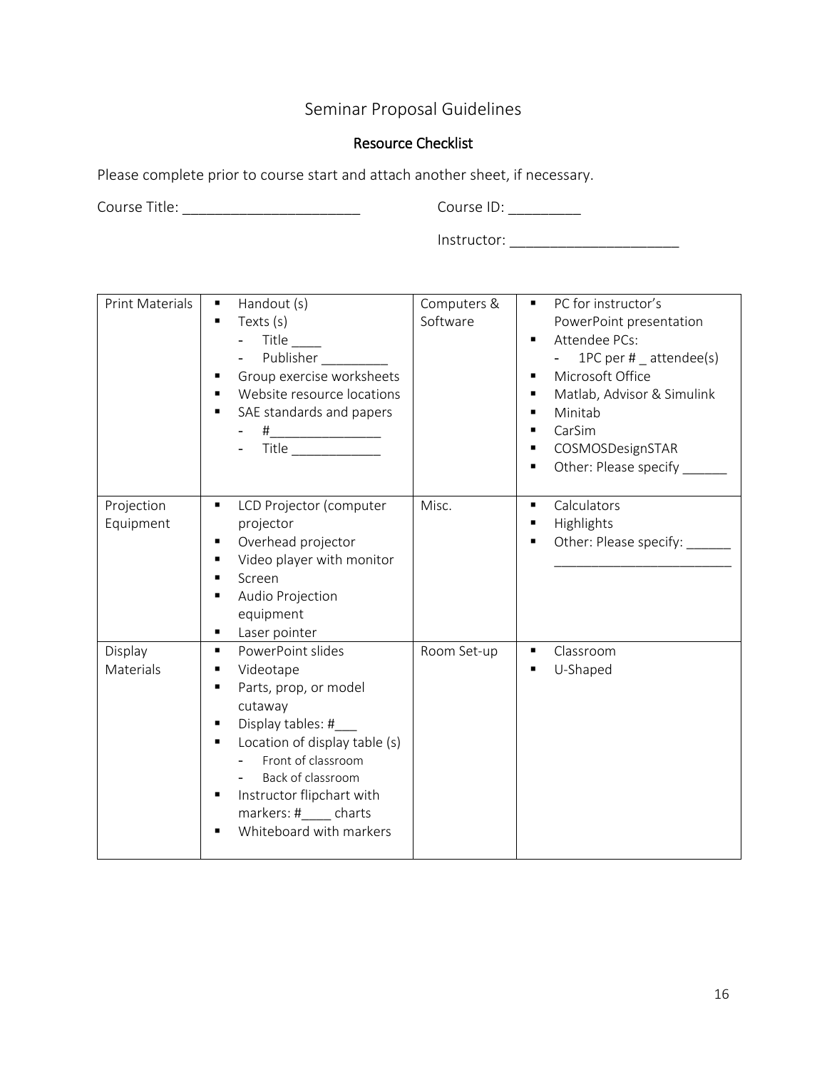# Seminar Proposal Guidelines

## Resource Checklist

Please complete prior to course start and attach another sheet, if necessary.

Course Title: ______________________ Course ID: _________

Instructor: _____________________

| | | | |
|---|---|---|---|
| Print Materials | ▪ Handout (s)<br>▪ Texts (s)<br>  - Title ____<br>  - Publisher _________<br>▪ Group exercise worksheets<br>▪ Website resource locations<br>▪ SAE standards and papers<br>  - #_______________<br>  - Title ____________ | Computers & Software | ▪ PC for instructor's PowerPoint presentation<br>▪ Attendee PCs:<br>  - 1PC per # _ attendee(s)<br>▪ Microsoft Office<br>▪ Matlab, Advisor & Simulink<br>▪ Minitab<br>▪ CarSim<br>▪ COSMOSDesignSTAR<br>▪ Other: Please specify ______ |
| Projection Equipment | ▪ LCD Projector (computer projector<br>▪ Overhead projector<br>▪ Video player with monitor<br>▪ Screen<br>▪ Audio Projection equipment<br>▪ Laser pointer | Misc. | ▪ Calculators<br>▪ Highlights<br>▪ Other: Please specify: ______ ________________________ |
| Display Materials | ▪ PowerPoint slides<br>▪ Videotape<br>▪ Parts, prop, or model cutaway<br>▪ Display tables: #___<br>▪ Location of display table (s)<br>  - Front of classroom<br>  - Back of classroom<br>▪ Instructor flipchart with markers: #____ charts<br>▪ Whiteboard with markers | Room Set-up | ▪ Classroom<br>▪ U-Shaped |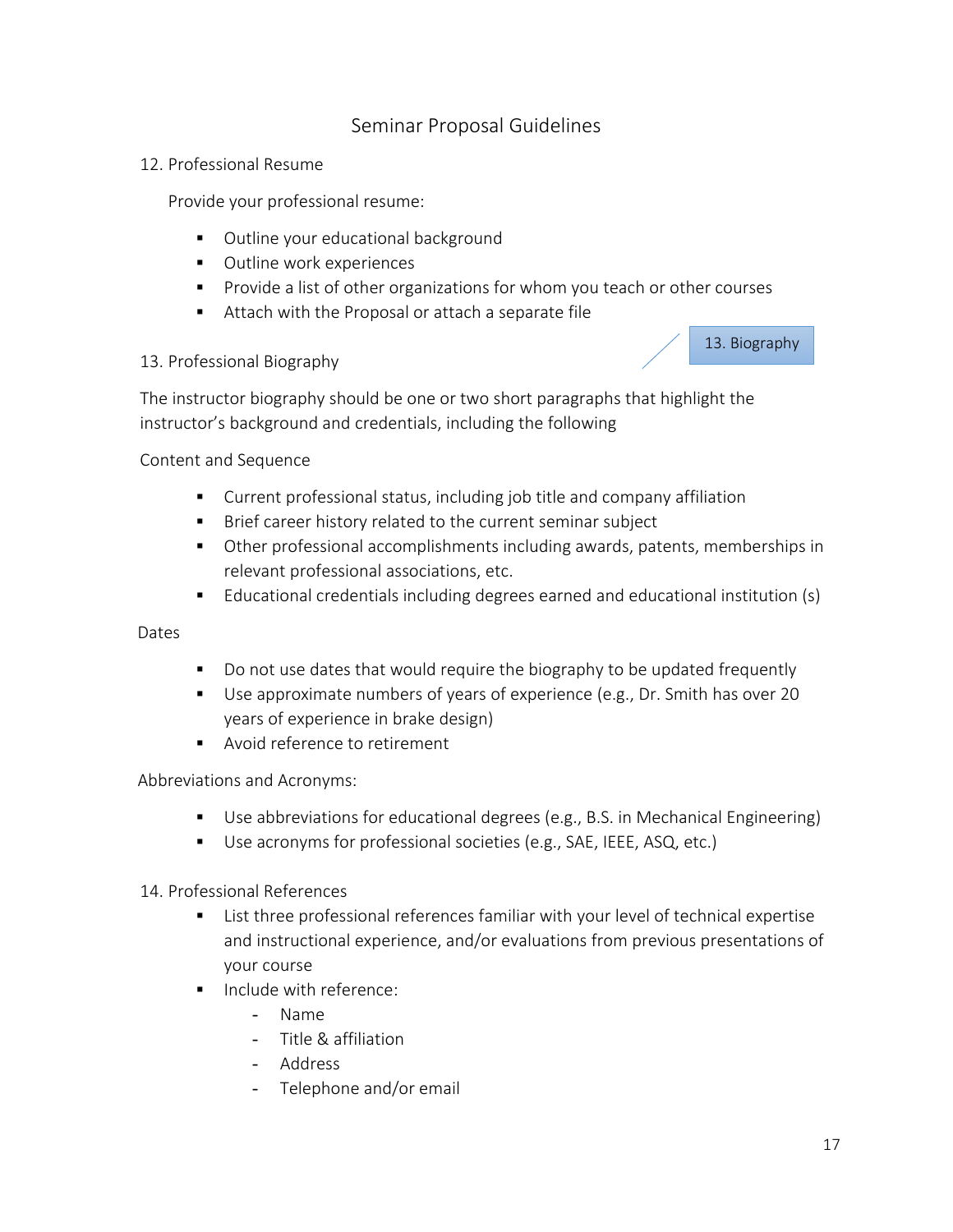# Seminar Proposal Guidelines

## 12. Professional Resume

Provide your professional resume:

- Outline your educational background
- Outline work experiences
- Provide a list of other organizations for whom you teach or other courses
- Attach with the Proposal or attach a separate file

## 13. Professional Biography

13. Biography

The instructor biography should be one or two short paragraphs that highlight the instructor's background and credentials, including the following

Content and Sequence

- Current professional status, including job title and company affiliation
- Brief career history related to the current seminar subject
- Other professional accomplishments including awards, patents, memberships in relevant professional associations, etc.
- Educational credentials including degrees earned and educational institution (s)

Dates

- Do not use dates that would require the biography to be updated frequently
- Use approximate numbers of years of experience (e.g., Dr. Smith has over 20 years of experience in brake design)
- Avoid reference to retirement

Abbreviations and Acronyms:

- Use abbreviations for educational degrees (e.g., B.S. in Mechanical Engineering)
- Use acronyms for professional societies (e.g., SAE, IEEE, ASQ, etc.)

## 14. Professional References

- List three professional references familiar with your level of technical expertise and instructional experience, and/or evaluations from previous presentations of your course
- Include with reference:
  - Name
  - Title & affiliation
  - Address
  - Telephone and/or email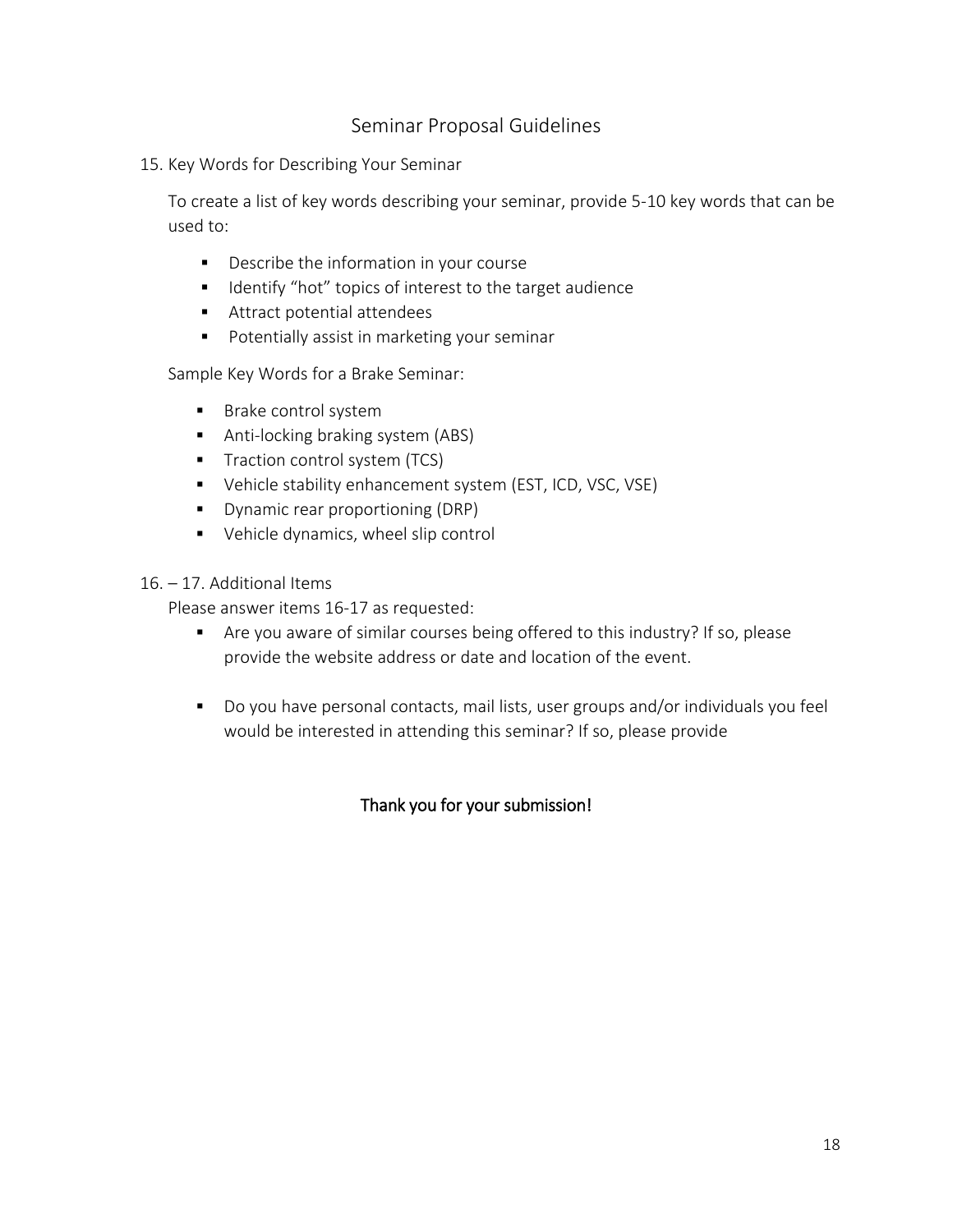## Seminar Proposal Guidelines

15. Key Words for Describing Your Seminar

To create a list of key words describing your seminar, provide 5-10 key words that can be used to:

- Describe the information in your course
- Identify "hot" topics of interest to the target audience
- Attract potential attendees
- Potentially assist in marketing your seminar

Sample Key Words for a Brake Seminar:

- Brake control system
- Anti-locking braking system (ABS)
- Traction control system (TCS)
- Vehicle stability enhancement system (EST, ICD, VSC, VSE)
- Dynamic rear proportioning (DRP)
- Vehicle dynamics, wheel slip control

16. – 17. Additional Items

Please answer items 16-17 as requested:

- Are you aware of similar courses being offered to this industry? If so, please provide the website address or date and location of the event.

- Do you have personal contacts, mail lists, user groups and/or individuals you feel would be interested in attending this seminar? If so, please provide

Thank you for your submission!